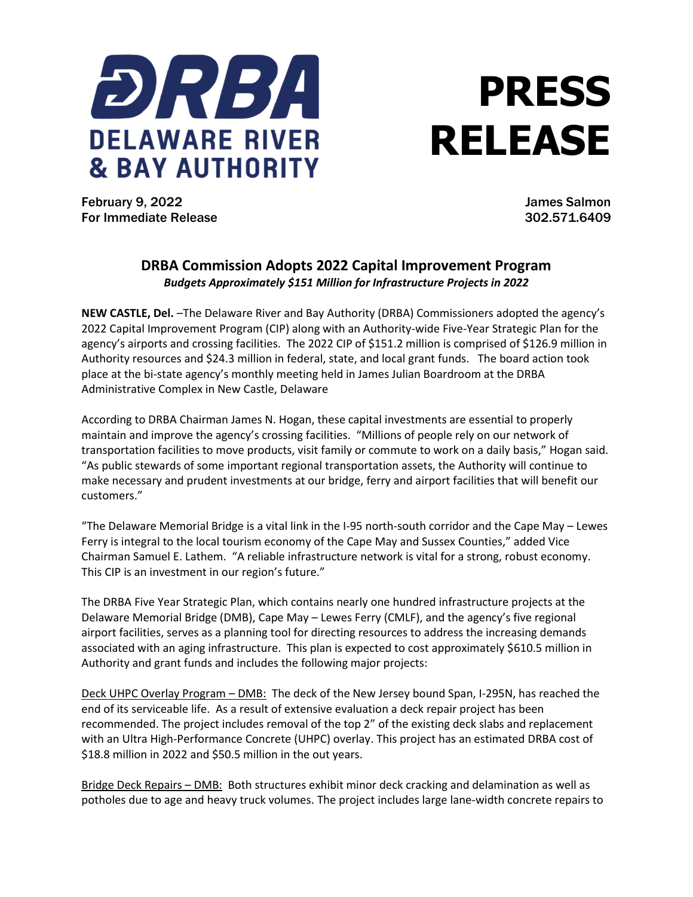**DELAWARE RIVER & BAY AUTHORITY**

# PRESS RELEASE

February 9, 2022
For Immediate Release

James Salmon
302.571.6409

## DRBA Commission Adopts 2022 Capital Improvement Program

***Budgets Approximately $151 Million for Infrastructure Projects in 2022***

**NEW CASTLE, Del.** –The Delaware River and Bay Authority (DRBA) Commissioners adopted the agency's 2022 Capital Improvement Program (CIP) along with an Authority-wide Five-Year Strategic Plan for the agency's airports and crossing facilities. The 2022 CIP of $151.2 million is comprised of $126.9 million in Authority resources and $24.3 million in federal, state, and local grant funds. The board action took place at the bi-state agency's monthly meeting held in James Julian Boardroom at the DRBA Administrative Complex in New Castle, Delaware

According to DRBA Chairman James N. Hogan, these capital investments are essential to properly maintain and improve the agency's crossing facilities. "Millions of people rely on our network of transportation facilities to move products, visit family or commute to work on a daily basis," Hogan said. "As public stewards of some important regional transportation assets, the Authority will continue to make necessary and prudent investments at our bridge, ferry and airport facilities that will benefit our customers."

"The Delaware Memorial Bridge is a vital link in the I-95 north-south corridor and the Cape May – Lewes Ferry is integral to the local tourism economy of the Cape May and Sussex Counties," added Vice Chairman Samuel E. Lathem. "A reliable infrastructure network is vital for a strong, robust economy. This CIP is an investment in our region's future."

The DRBA Five Year Strategic Plan, which contains nearly one hundred infrastructure projects at the Delaware Memorial Bridge (DMB), Cape May – Lewes Ferry (CMLF), and the agency's five regional airport facilities, serves as a planning tool for directing resources to address the increasing demands associated with an aging infrastructure. This plan is expected to cost approximately $610.5 million in Authority and grant funds and includes the following major projects:

<u>Deck UHPC Overlay Program – DMB:</u> The deck of the New Jersey bound Span, I-295N, has reached the end of its serviceable life. As a result of extensive evaluation a deck repair project has been recommended. The project includes removal of the top 2" of the existing deck slabs and replacement with an Ultra High-Performance Concrete (UHPC) overlay. This project has an estimated DRBA cost of $18.8 million in 2022 and $50.5 million in the out years.

<u>Bridge Deck Repairs – DMB:</u> Both structures exhibit minor deck cracking and delamination as well as potholes due to age and heavy truck volumes. The project includes large lane-width concrete repairs to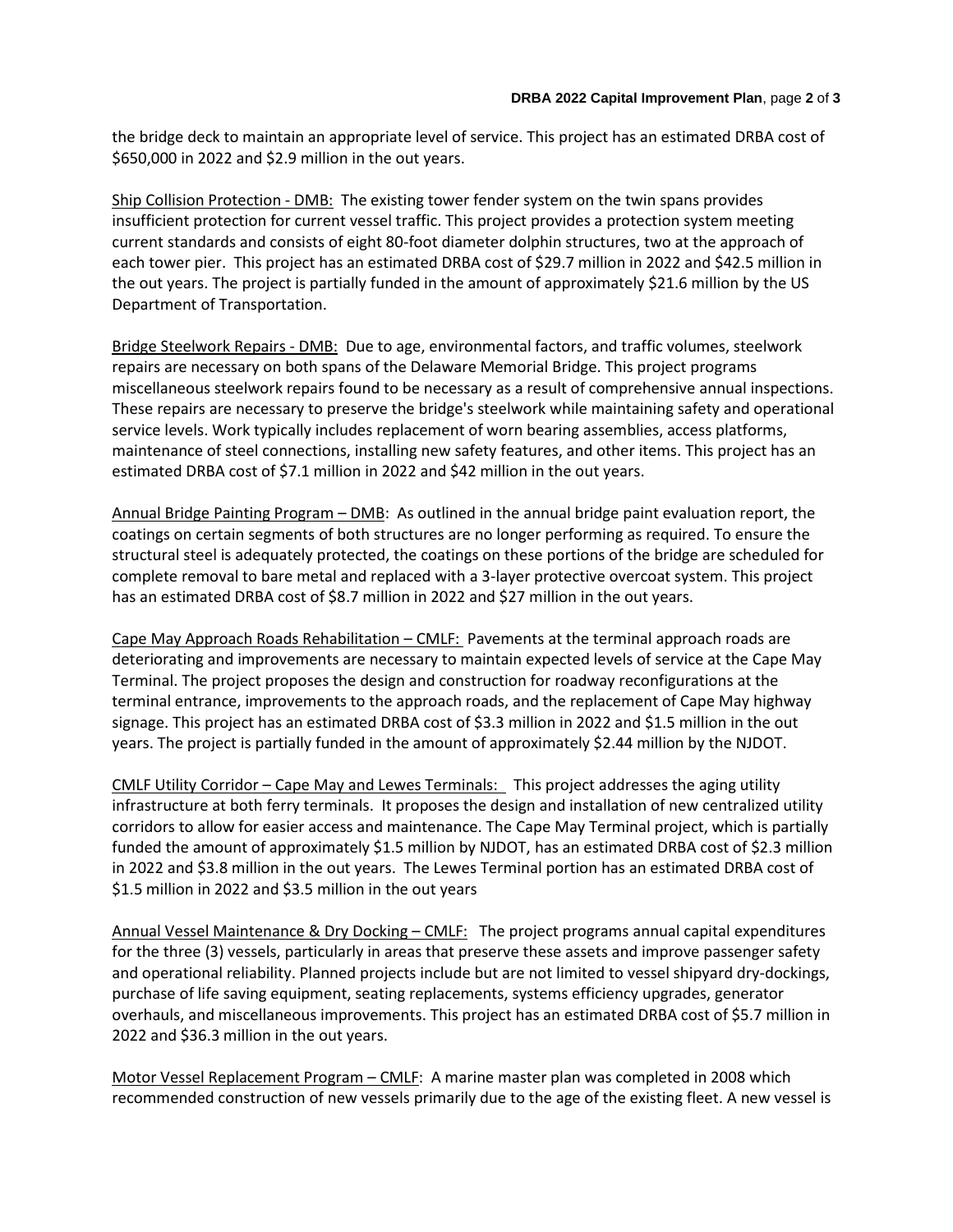the bridge deck to maintain an appropriate level of service. This project has an estimated DRBA cost of $650,000 in 2022 and $2.9 million in the out years.

<u>Ship Collision Protection - DMB:</u> The existing tower fender system on the twin spans provides insufficient protection for current vessel traffic. This project provides a protection system meeting current standards and consists of eight 80-foot diameter dolphin structures, two at the approach of each tower pier. This project has an estimated DRBA cost of $29.7 million in 2022 and $42.5 million in the out years. The project is partially funded in the amount of approximately $21.6 million by the US Department of Transportation.

<u>Bridge Steelwork Repairs - DMB:</u> Due to age, environmental factors, and traffic volumes, steelwork repairs are necessary on both spans of the Delaware Memorial Bridge. This project programs miscellaneous steelwork repairs found to be necessary as a result of comprehensive annual inspections. These repairs are necessary to preserve the bridge's steelwork while maintaining safety and operational service levels. Work typically includes replacement of worn bearing assemblies, access platforms, maintenance of steel connections, installing new safety features, and other items. This project has an estimated DRBA cost of $7.1 million in 2022 and $42 million in the out years.

<u>Annual Bridge Painting Program – DMB</u>: As outlined in the annual bridge paint evaluation report, the coatings on certain segments of both structures are no longer performing as required. To ensure the structural steel is adequately protected, the coatings on these portions of the bridge are scheduled for complete removal to bare metal and replaced with a 3-layer protective overcoat system. This project has an estimated DRBA cost of $8.7 million in 2022 and $27 million in the out years.

<u>Cape May Approach Roads Rehabilitation – CMLF:</u> Pavements at the terminal approach roads are deteriorating and improvements are necessary to maintain expected levels of service at the Cape May Terminal. The project proposes the design and construction for roadway reconfigurations at the terminal entrance, improvements to the approach roads, and the replacement of Cape May highway signage. This project has an estimated DRBA cost of $3.3 million in 2022 and $1.5 million in the out years. The project is partially funded in the amount of approximately $2.44 million by the NJDOT.

<u>CMLF Utility Corridor – Cape May and Lewes Terminals:</u> This project addresses the aging utility infrastructure at both ferry terminals. It proposes the design and installation of new centralized utility corridors to allow for easier access and maintenance. The Cape May Terminal project, which is partially funded the amount of approximately $1.5 million by NJDOT, has an estimated DRBA cost of $2.3 million in 2022 and $3.8 million in the out years. The Lewes Terminal portion has an estimated DRBA cost of $1.5 million in 2022 and $3.5 million in the out years

<u>Annual Vessel Maintenance & Dry Docking – CMLF:</u> The project programs annual capital expenditures for the three (3) vessels, particularly in areas that preserve these assets and improve passenger safety and operational reliability. Planned projects include but are not limited to vessel shipyard dry-dockings, purchase of life saving equipment, seating replacements, systems efficiency upgrades, generator overhauls, and miscellaneous improvements. This project has an estimated DRBA cost of $5.7 million in 2022 and $36.3 million in the out years.

<u>Motor Vessel Replacement Program – CMLF</u>: A marine master plan was completed in 2008 which recommended construction of new vessels primarily due to the age of the existing fleet. A new vessel is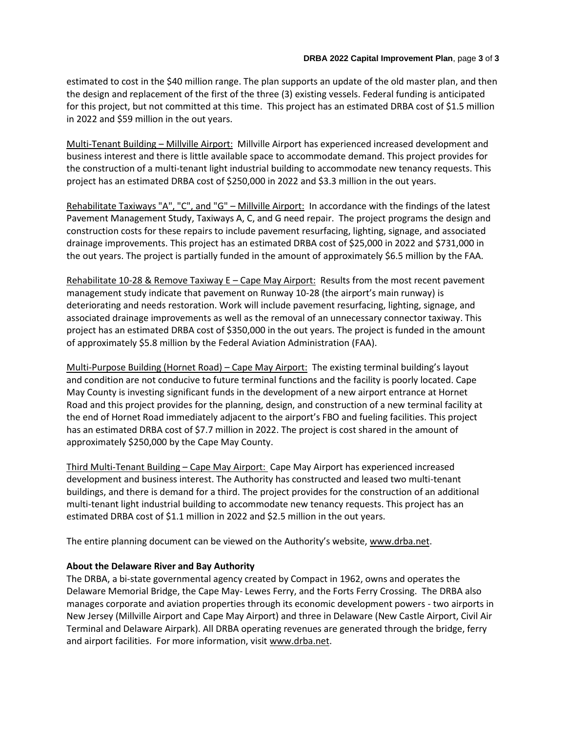estimated to cost in the $40 million range. The plan supports an update of the old master plan, and then the design and replacement of the first of the three (3) existing vessels. Federal funding is anticipated for this project, but not committed at this time. This project has an estimated DRBA cost of $1.5 million in 2022 and $59 million in the out years.

<u>Multi-Tenant Building – Millville Airport:</u> Millville Airport has experienced increased development and business interest and there is little available space to accommodate demand. This project provides for the construction of a multi-tenant light industrial building to accommodate new tenancy requests. This project has an estimated DRBA cost of $250,000 in 2022 and $3.3 million in the out years.

<u>Rehabilitate Taxiways "A", "C", and "G" – Millville Airport:</u> In accordance with the findings of the latest Pavement Management Study, Taxiways A, C, and G need repair. The project programs the design and construction costs for these repairs to include pavement resurfacing, lighting, signage, and associated drainage improvements. This project has an estimated DRBA cost of $25,000 in 2022 and $731,000 in the out years. The project is partially funded in the amount of approximately $6.5 million by the FAA.

<u>Rehabilitate 10-28 & Remove Taxiway E – Cape May Airport:</u> Results from the most recent pavement management study indicate that pavement on Runway 10-28 (the airport's main runway) is deteriorating and needs restoration. Work will include pavement resurfacing, lighting, signage, and associated drainage improvements as well as the removal of an unnecessary connector taxiway. This project has an estimated DRBA cost of $350,000 in the out years. The project is funded in the amount of approximately $5.8 million by the Federal Aviation Administration (FAA).

<u>Multi-Purpose Building (Hornet Road) – Cape May Airport:</u> The existing terminal building's layout and condition are not conducive to future terminal functions and the facility is poorly located. Cape May County is investing significant funds in the development of a new airport entrance at Hornet Road and this project provides for the planning, design, and construction of a new terminal facility at the end of Hornet Road immediately adjacent to the airport's FBO and fueling facilities. This project has an estimated DRBA cost of $7.7 million in 2022. The project is cost shared in the amount of approximately $250,000 by the Cape May County.

<u>Third Multi-Tenant Building – Cape May Airport:</u> Cape May Airport has experienced increased development and business interest. The Authority has constructed and leased two multi-tenant buildings, and there is demand for a third. The project provides for the construction of an additional multi-tenant light industrial building to accommodate new tenancy requests. This project has an estimated DRBA cost of $1.1 million in 2022 and $2.5 million in the out years.

The entire planning document can be viewed on the Authority's website, www.drba.net.

**About the Delaware River and Bay Authority**

The DRBA, a bi-state governmental agency created by Compact in 1962, owns and operates the Delaware Memorial Bridge, the Cape May- Lewes Ferry, and the Forts Ferry Crossing. The DRBA also manages corporate and aviation properties through its economic development powers - two airports in New Jersey (Millville Airport and Cape May Airport) and three in Delaware (New Castle Airport, Civil Air Terminal and Delaware Airpark). All DRBA operating revenues are generated through the bridge, ferry and airport facilities. For more information, visit www.drba.net.